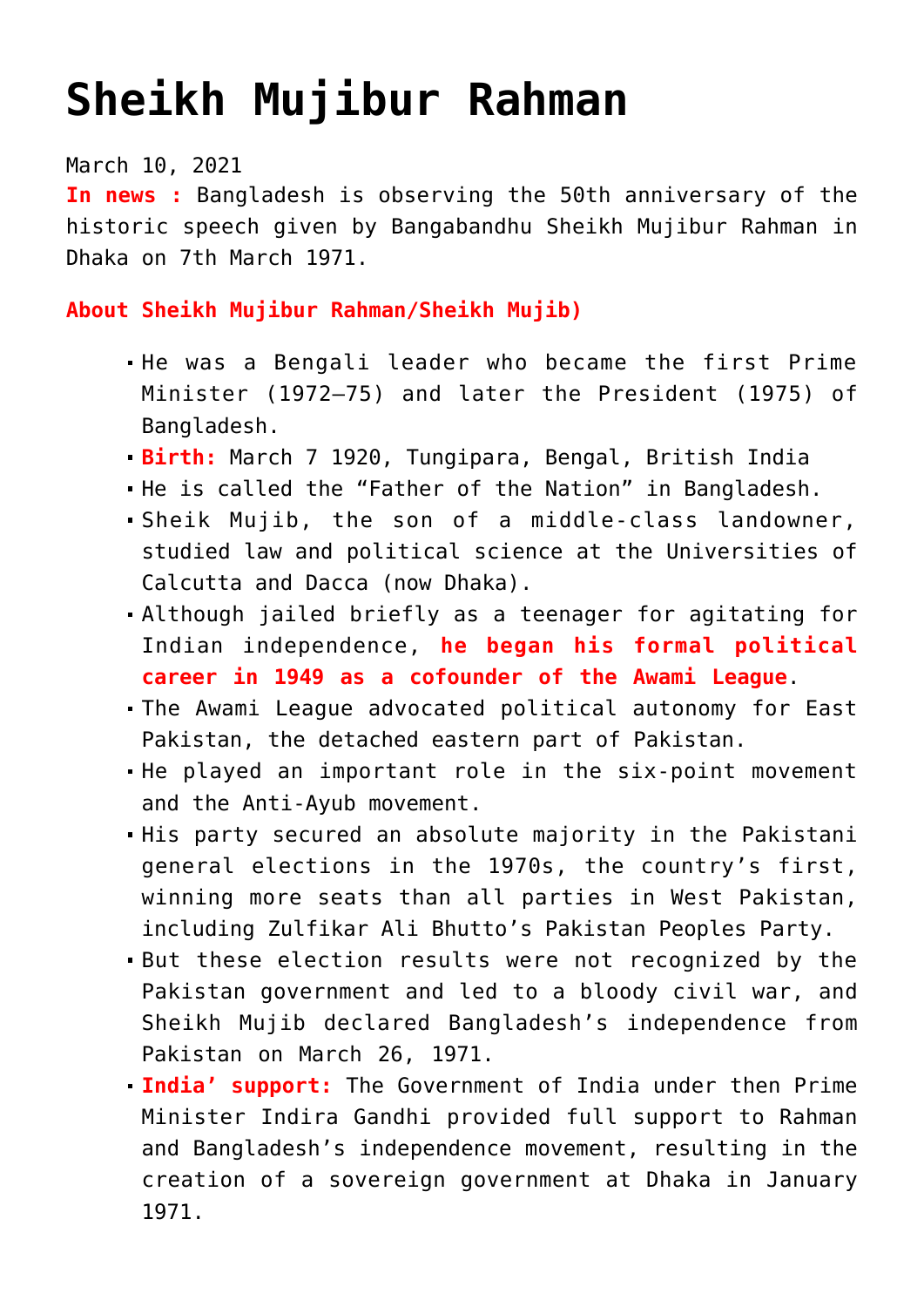# Sheikh Mujibur Rahman

March 10, 2021

**In news :** Bangladesh is observing the 50th anniversary of the historic speech given by Bangabandhu Sheikh Mujibur Rahman in Dhaka on 7th March 1971.

**About Sheikh Mujibur Rahman/Sheikh Mujib)**

- He was a Bengali leader who became the first Prime Minister (1972–75) and later the President (1975) of Bangladesh.
- **Birth:** March 7 1920, Tungipara, Bengal, British India
- He is called the "Father of the Nation" in Bangladesh.
- Sheik Mujib, the son of a middle-class landowner, studied law and political science at the Universities of Calcutta and Dacca (now Dhaka).
- Although jailed briefly as a teenager for agitating for Indian independence, **he began his formal political career in 1949 as a cofounder of the Awami League**.
- The Awami League advocated political autonomy for East Pakistan, the detached eastern part of Pakistan.
- He played an important role in the six-point movement and the Anti-Ayub movement.
- His party secured an absolute majority in the Pakistani general elections in the 1970s, the country's first, winning more seats than all parties in West Pakistan, including Zulfikar Ali Bhutto's Pakistan Peoples Party.
- But these election results were not recognized by the Pakistan government and led to a bloody civil war, and Sheikh Mujib declared Bangladesh's independence from Pakistan on March 26, 1971.
- **India' support:** The Government of India under then Prime Minister Indira Gandhi provided full support to Rahman and Bangladesh's independence movement, resulting in the creation of a sovereign government at Dhaka in January 1971.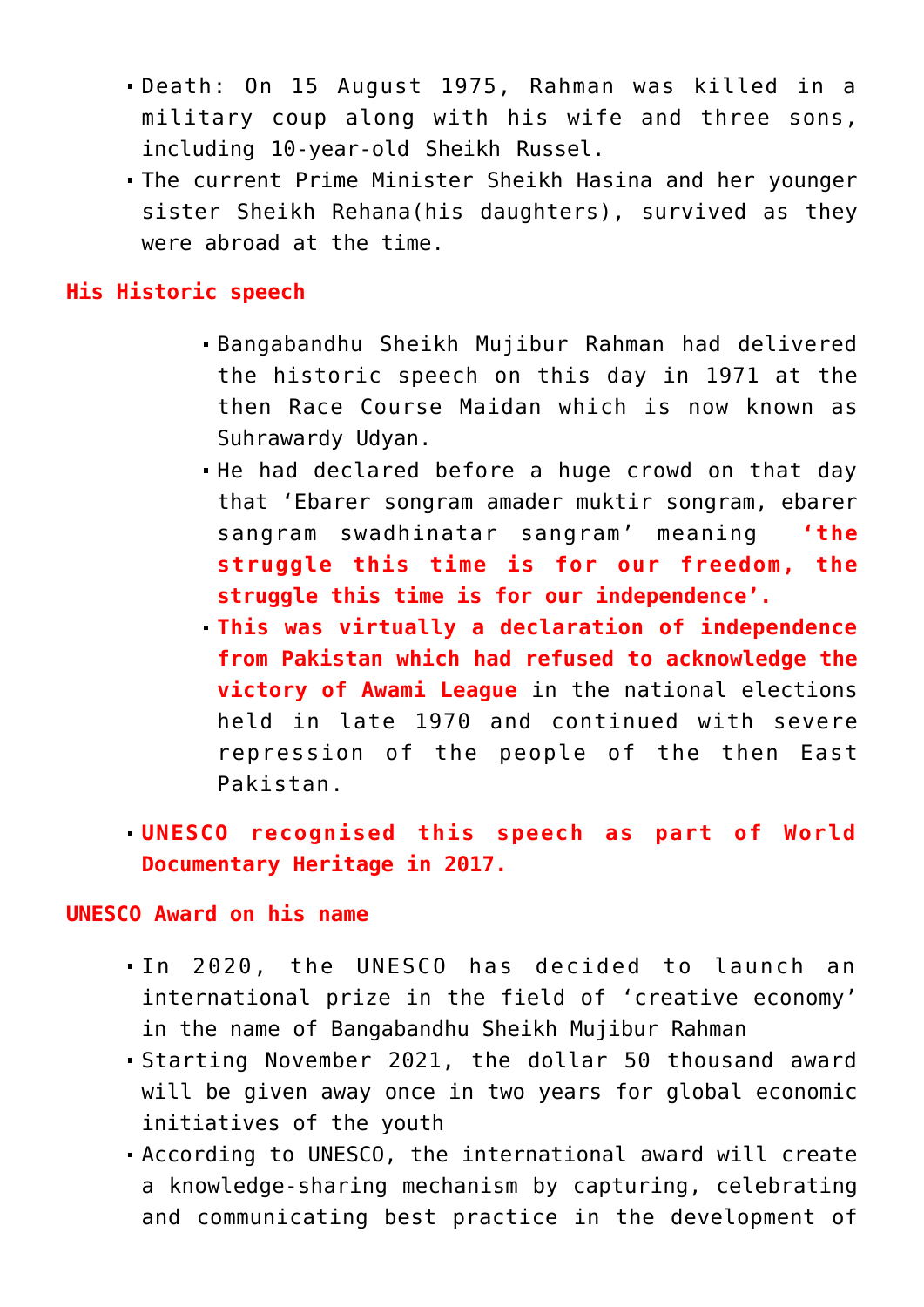- Death: On 15 August 1975, Rahman was killed in a military coup along with his wife and three sons, including 10-year-old Sheikh Russel.
- The current Prime Minister Sheikh Hasina and her younger sister Sheikh Rehana(his daughters), survived as they were abroad at the time.

**His Historic speech**

- Bangabandhu Sheikh Mujibur Rahman had delivered the historic speech on this day in 1971 at the then Race Course Maidan which is now known as Suhrawardy Udyan.
- He had declared before a huge crowd on that day that 'Ebarer songram amader muktir songram, ebarer sangram swadhinatar sangram' meaning **'the struggle this time is for our freedom, the struggle this time is for our independence'.**
- **This was virtually a declaration of independence from Pakistan which had refused to acknowledge the victory of Awami League** in the national elections held in late 1970 and continued with severe repression of the people of the then East Pakistan.
- **UNESCO recognised this speech as part of World Documentary Heritage in 2017.**

**UNESCO Award on his name**

- In 2020, the UNESCO has decided to launch an international prize in the field of 'creative economy' in the name of Bangabandhu Sheikh Mujibur Rahman
- Starting November 2021, the dollar 50 thousand award will be given away once in two years for global economic initiatives of the youth
- According to UNESCO, the international award will create a knowledge-sharing mechanism by capturing, celebrating and communicating best practice in the development of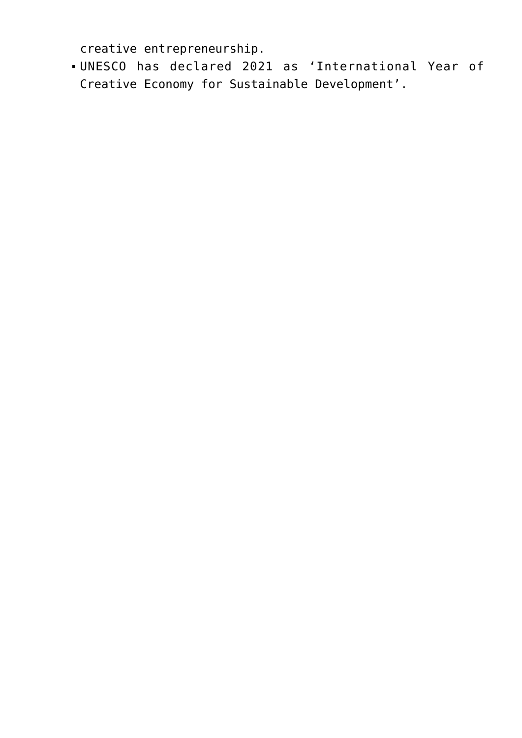creative entrepreneurship.

- UNESCO has declared 2021 as ‘International Year of Creative Economy for Sustainable Development’.